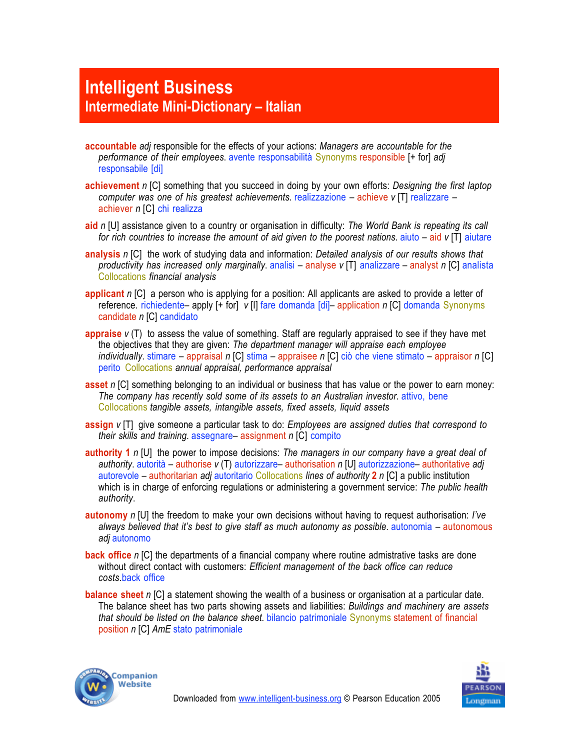# Intelligent Business
## Intermediate Mini-Dictionary – Italian

**accountable** *adj* responsible for the effects of your actions: *Managers are accountable for the performance of their employees.* avente responsabilità Synonyms responsible [+ for] *adj* responsabile [di]

**achievement** *n* [C] something that you succeed in doing by your own efforts: *Designing the first laptop computer was one of his greatest achievements.* realizzazione – achieve *v* [T] realizzare – achiever *n* [C] chi realizza

**aid** *n* [U] assistance given to a country or organisation in difficulty: *The World Bank is repeating its call for rich countries to increase the amount of aid given to the poorest nations.* aiuto – aid *v* [T] aiutare

**analysis** *n* [C] the work of studying data and information: *Detailed analysis of our results shows that productivity has increased only marginally.* analisi – analyse *v* [T] analizzare – analyst *n* [C] analista Collocations *financial analysis*

**applicant** *n* [C] a person who is applying for a position: All applicants are asked to provide a letter of reference. richiedente– apply [+ for] *v* [I] fare domanda [di]– application *n* [C] domanda Synonyms candidate *n* [C] candidato

**appraise** *v* (T) to assess the value of something. Staff are regularly appraised to see if they have met the objectives that they are given: *The department manager will appraise each employee individually.* stimare – appraisal *n* [C] stima – appraisee *n* [C] ciò che viene stimato – appraisor *n* [C] perito Collocations *annual appraisal, performance appraisal*

**asset** *n* [C] something belonging to an individual or business that has value or the power to earn money: *The company has recently sold some of its assets to an Australian investor.* attivo, bene Collocations *tangible assets, intangible assets, fixed assets, liquid assets*

**assign** *v* [T] give someone a particular task to do: *Employees are assigned duties that correspond to their skills and training.* assegnare– assignment *n* [C] compito

**authority 1** *n* [U] the power to impose decisions: *The managers in our company have a great deal of authority.* autorità – authorise *v* (T) autorizzare– authorisation *n* [U] autorizzazione– authoritative *adj* autorevole – authoritarian *adj* autoritario Collocations *lines of authority* **2** *n* [C] a public institution which is in charge of enforcing regulations or administering a government service: *The public health authority.*

**autonomy** *n* [U] the freedom to make your own decisions without having to request authorisation: *I've always believed that it's best to give staff as much autonomy as possible.* autonomia – autonomous *adj* autonomo

**back office** *n* [C] the departments of a financial company where routine admistrative tasks are done without direct contact with customers: *Efficient management of the back office can reduce costs.*back office

**balance sheet** *n* [C] a statement showing the wealth of a business or organisation at a particular date. The balance sheet has two parts showing assets and liabilities: *Buildings and machinery are assets that should be listed on the balance sheet.* bilancio patrimoniale Synonyms statement of financial position *n* [C] *AmE* stato patrimoniale

Downloaded from www.intelligent-business.org © Pearson Education 2005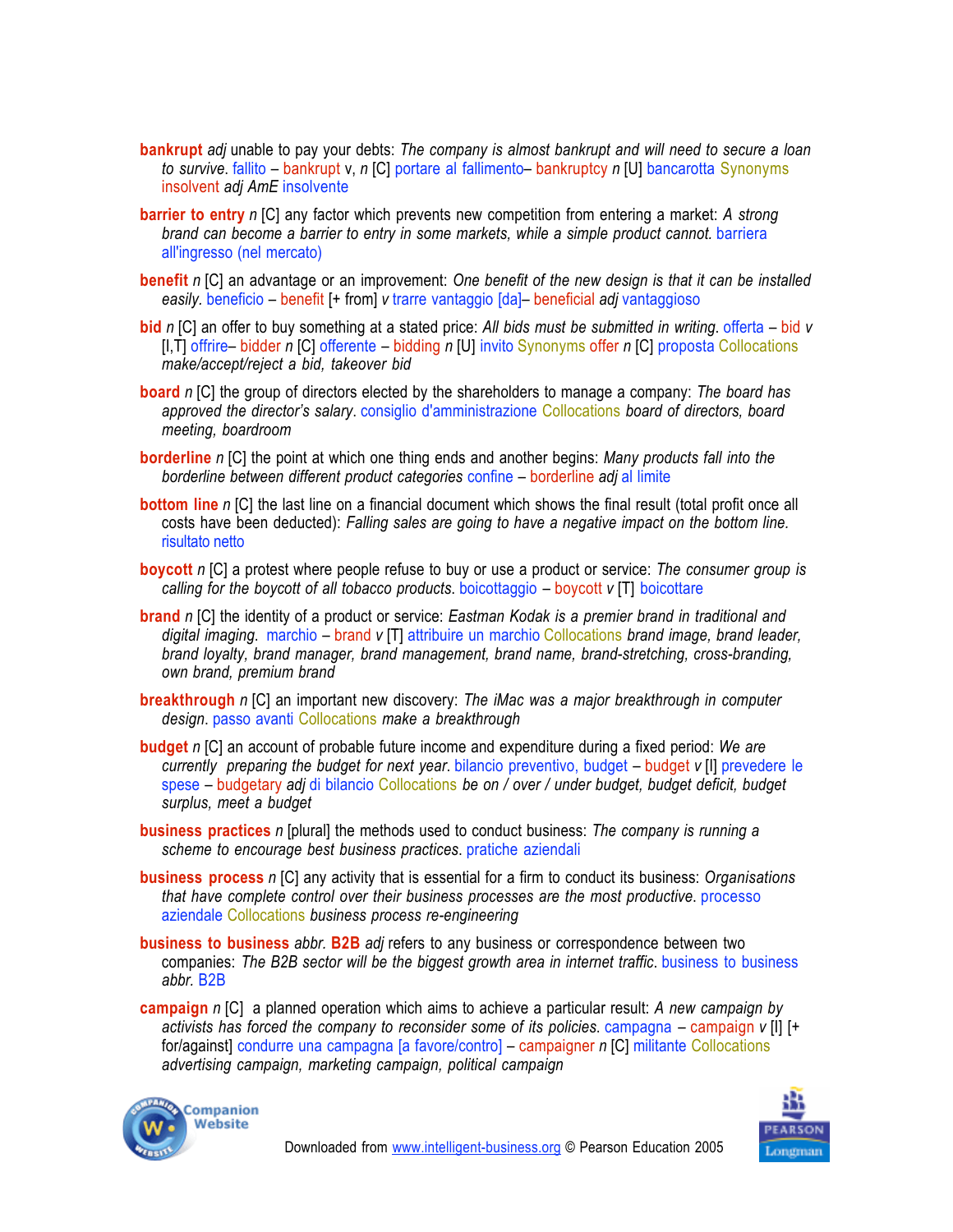**bankrupt** *adj* unable to pay your debts: *The company is almost bankrupt and will need to secure a loan to survive.* fallito – **bankrupt** v, *n* [C] portare al fallimento– **bankruptcy** *n* [U] bancarotta Synonyms **insolvent** *adj AmE* insolvente

**barrier to entry** *n* [C] any factor which prevents new competition from entering a market: *A strong brand can become a barrier to entry in some markets, while a simple product cannot.* barriera all'ingresso (nel mercato)

**benefit** *n* [C] an advantage or an improvement: *One benefit of the new design is that it can be installed easily.* beneficio – **benefit** [+ from] *v* trarre vantaggio [da]– **beneficial** *adj* vantaggioso

**bid** *n* [C] an offer to buy something at a stated price: *All bids must be submitted in writing.* offerta – **bid** *v* [I,T] offrire– **bidder** *n* [C] offerente – **bidding** *n* [U] invito Synonyms **offer** *n* [C] proposta Collocations *make/accept/reject a bid, takeover bid*

**board** *n* [C] the group of directors elected by the shareholders to manage a company: *The board has approved the director's salary.* consiglio d'amministrazione Collocations *board of directors, board meeting, boardroom*

**borderline** *n* [C] the point at which one thing ends and another begins: *Many products fall into the borderline between different product categories* confine – **borderline** *adj* al limite

**bottom line** *n* [C] the last line on a financial document which shows the final result (total profit once all costs have been deducted): *Falling sales are going to have a negative impact on the bottom line.* risultato netto

**boycott** *n* [C] a protest where people refuse to buy or use a product or service: *The consumer group is calling for the boycott of all tobacco products.* boicottaggio – **boycott** *v* [T] boicottare

**brand** *n* [C] the identity of a product or service: *Eastman Kodak is a premier brand in traditional and digital imaging.* marchio – **brand** *v* [T] attribuire un marchio Collocations *brand image, brand leader, brand loyalty, brand manager, brand management, brand name, brand-stretching, cross-branding, own brand, premium brand*

**breakthrough** *n* [C] an important new discovery: *The iMac was a major breakthrough in computer design.* passo avanti Collocations *make a breakthrough*

**budget** *n* [C] an account of probable future income and expenditure during a fixed period: *We are currently preparing the budget for next year.* bilancio preventivo, budget – **budget** *v* [I] prevedere le spese – **budgetary** *adj* di bilancio Collocations *be on / over / under budget, budget deficit, budget surplus, meet a budget*

**business practices** *n* [plural] the methods used to conduct business: *The company is running a scheme to encourage best business practices.* pratiche aziendali

**business process** *n* [C] any activity that is essential for a firm to conduct its business: *Organisations that have complete control over their business processes are the most productive.* processo aziendale Collocations *business process re-engineering*

**business to business** *abbr.* **B2B** *adj* refers to any business or correspondence between two companies: *The B2B sector will be the biggest growth area in internet traffic.* business to business *abbr.* B2B

**campaign** *n* [C] a planned operation which aims to achieve a particular result: *A new campaign by activists has forced the company to reconsider some of its policies.* campagna – **campaign** *v* [I] [+ for/against] condurre una campagna [a favore/contro] – **campaigner** *n* [C] militante Collocations *advertising campaign, marketing campaign, political campaign*

Downloaded from www.intelligent-business.org © Pearson Education 2005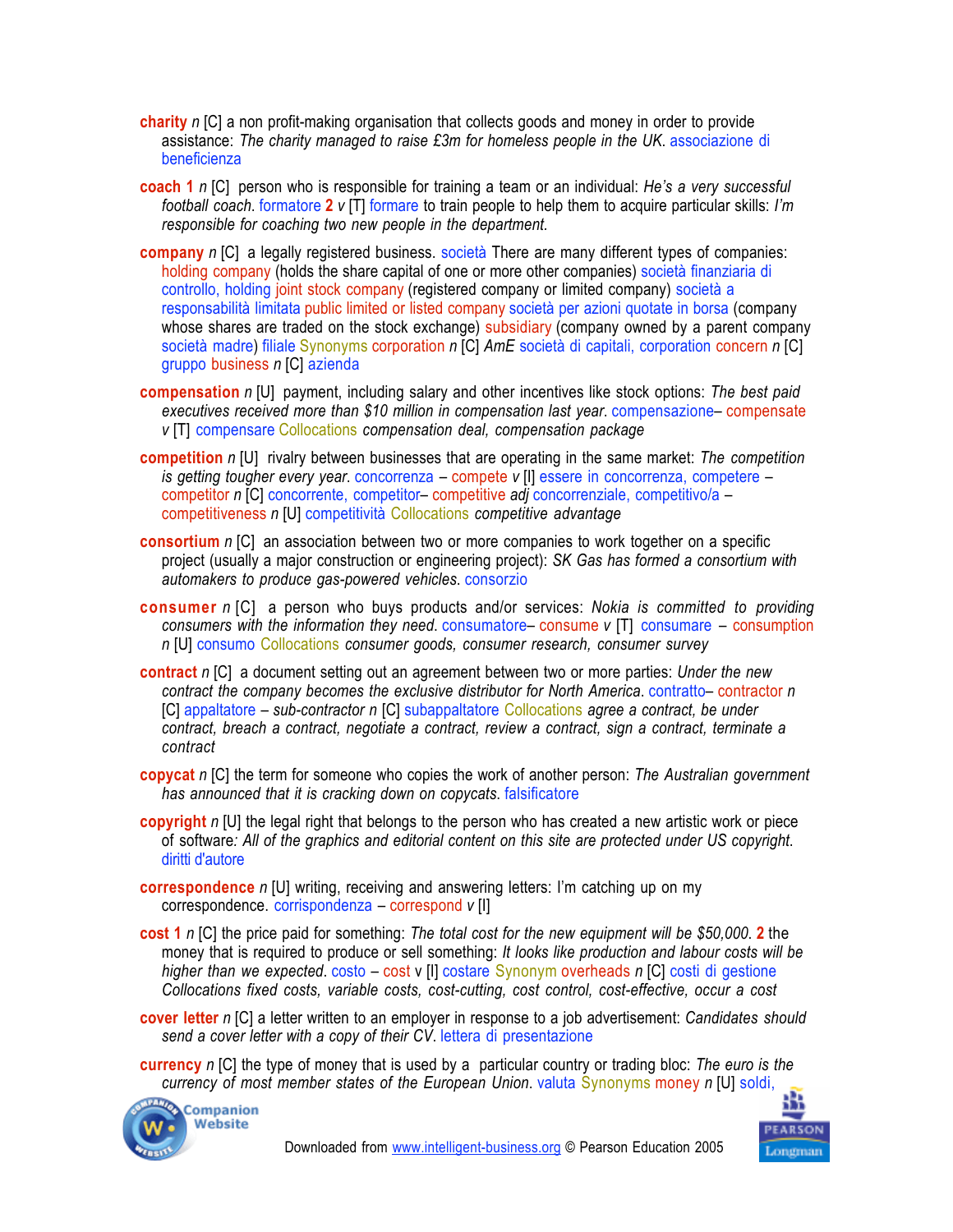**charity** *n* [C] a non profit-making organisation that collects goods and money in order to provide assistance: *The charity managed to raise £3m for homeless people in the UK*. associazione di beneficienza

**coach** **1** *n* [C] person who is responsible for training a team or an individual: *He's a very successful football coach*. formatore **2** *v* [T] formare to train people to help them to acquire particular skills: *I'm responsible for coaching two new people in the department.*

**company** *n* [C] a legally registered business. società There are many different types of companies: holding company (holds the share capital of one or more other companies) società finanziaria di controllo, holding joint stock company (registered company or limited company) società a responsabilità limitata public limited or listed company società per azioni quotate in borsa (company whose shares are traded on the stock exchange) subsidiary (company owned by a parent company società madre) filiale Synonyms corporation *n* [C] *AmE* società di capitali, corporation concern *n* [C] gruppo business *n* [C] azienda

**compensation** *n* [U] payment, including salary and other incentives like stock options: *The best paid executives received more than $10 million in compensation last year*. compensazione– compensate *v* [T] compensare Collocations *compensation deal, compensation package*

**competition** *n* [U] rivalry between businesses that are operating in the same market: *The competition is getting tougher every year*. concorrenza – compete *v* [I] essere in concorrenza, competere – competitor *n* [C] concorrente, competitor– competitive *adj* concorrenziale, competitivo/a – competitiveness *n* [U] competitività Collocations *competitive advantage*

**consortium** *n* [C] an association between two or more companies to work together on a specific project (usually a major construction or engineering project): *SK Gas has formed a consortium with automakers to produce gas-powered vehicles.* consorzio

**consumer** *n* [C] a person who buys products and/or services: *Nokia is committed to providing consumers with the information they need*. consumatore– consume *v* [T] consumare – consumption *n* [U] consumo Collocations *consumer goods, consumer research, consumer survey*

**contract** *n* [C] a document setting out an agreement between two or more parties: *Under the new contract the company becomes the exclusive distributor for North America*. contratto– contractor *n* [C] appaltatore – *sub-contractor* *n* [C] subappaltatore Collocations *agree a contract, be under contract, breach a contract, negotiate a contract, review a contract, sign a contract, terminate a contract*

**copycat** *n* [C] the term for someone who copies the work of another person: *The Australian government has announced that it is cracking down on copycats.* falsificatore

**copyright** *n* [U] the legal right that belongs to the person who has created a new artistic work or piece of software*: All of the graphics and editorial content on this site are protected under US copyright.* diritti d'autore

**correspondence** *n* [U] writing, receiving and answering letters: I'm catching up on my correspondence. corrispondenza – correspond *v* [I]

**cost** **1** *n* [C] the price paid for something: *The total cost for the new equipment will be $50,000.* **2** the money that is required to produce or sell something: *It looks like production and labour costs will be higher than we expected*. costo – cost v [I] costare Synonym overheads *n* [C] costi di gestione *Collocations fixed costs, variable costs, cost-cutting, cost control, cost-effective, occur a cost*

**cover letter** *n* [C] a letter written to an employer in response to a job advertisement: *Candidates should send a cover letter with a copy of their CV*. lettera di presentazione

**currency** *n* [C] the type of money that is used by a particular country or trading bloc: *The euro is the currency of most member states of the European Union*. valuta Synonyms money *n* [U] soldi,

Downloaded from www.intelligent-business.org © Pearson Education 2005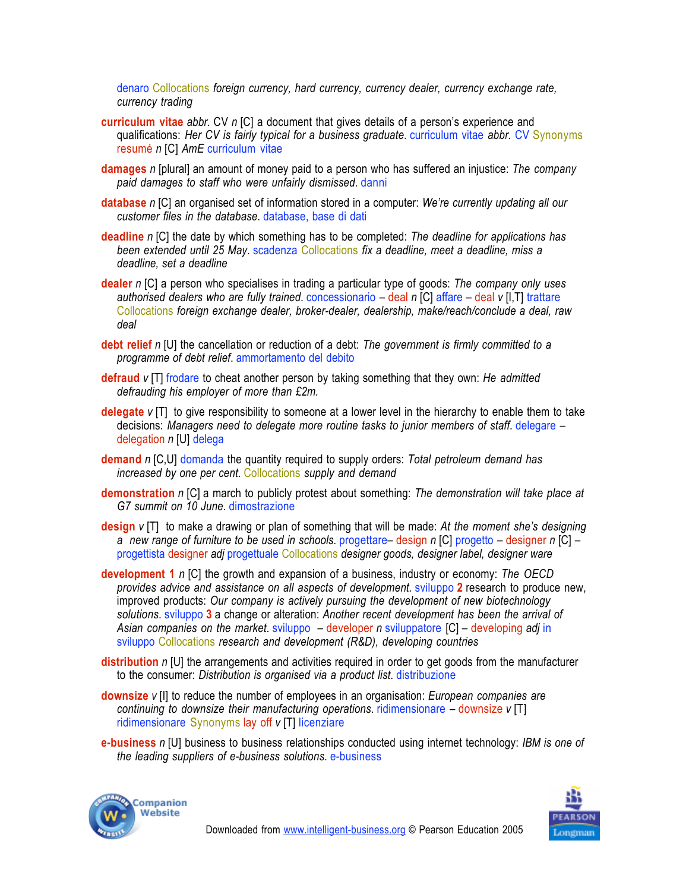denaro Collocations *foreign currency, hard currency, currency dealer, currency exchange rate, currency trading*

**curriculum vitae** *abbr.* CV *n* [C] a document that gives details of a person's experience and qualifications: *Her CV is fairly typical for a business graduate*. curriculum vitae *abbr.* CV Synonyms resumé *n* [C] *AmE* curriculum vitae

**damages** *n* [plural] an amount of money paid to a person who has suffered an injustice: *The company paid damages to staff who were unfairly dismissed*. danni

**database** *n* [C] an organised set of information stored in a computer: *We're currently updating all our customer files in the database*. database, base di dati

**deadline** *n* [C] the date by which something has to be completed: *The deadline for applications has been extended until 25 May*. scadenza Collocations *fix a deadline, meet a deadline, miss a deadline, set a deadline*

**dealer** *n* [C] a person who specialises in trading a particular type of goods: *The company only uses authorised dealers who are fully trained*. concessionario – deal *n* [C] affare – deal *v* [I,T] trattare Collocations *foreign exchange dealer, broker-dealer, dealership, make/reach/conclude a deal, raw deal*

**debt relief** *n* [U] the cancellation or reduction of a debt: *The government is firmly committed to a programme of debt relief*. ammortamento del debito

**defraud** *v* [T] frodare to cheat another person by taking something that they own: *He admitted defrauding his employer of more than £2m.*

**delegate** *v* [T] to give responsibility to someone at a lower level in the hierarchy to enable them to take decisions: *Managers need to delegate more routine tasks to junior members of staff*. delegare – delegation *n* [U] delega

**demand** *n* [C,U] domanda the quantity required to supply orders: *Total petroleum demand has increased by one per cent*. Collocations *supply and demand*

**demonstration** *n* [C] a march to publicly protest about something: *The demonstration will take place at G7 summit on 10 June*. dimostrazione

**design** *v* [T] to make a drawing or plan of something that will be made: *At the moment she's designing a new range of furniture to be used in schools*. progettare– design *n* [C] progetto – designer *n* [C] – progettista designer *adj* progettuale Collocations *designer goods, designer label, designer ware*

**development** **1** *n* [C] the growth and expansion of a business, industry or economy: *The OECD provides advice and assistance on all aspects of development*. sviluppo **2** research to produce new, improved products: *Our company is actively pursuing the development of new biotechnology solutions*. sviluppo **3** a change or alteration: *Another recent development has been the arrival of Asian companies on the market*. sviluppo – developer *n* sviluppatore [C] – developing *adj* in sviluppo Collocations *research and development (R&D), developing countries*

**distribution** *n* [U] the arrangements and activities required in order to get goods from the manufacturer to the consumer: *Distribution is organised via a product list*. distribuzione

**downsize** *v* [I] to reduce the number of employees in an organisation: *European companies are continuing to downsize their manufacturing operations*. ridimensionare – downsize *v* [T] ridimensionare Synonyms lay off *v* [T] licenziare

**e-business** *n* [U] business to business relationships conducted using internet technology: *IBM is one of the leading suppliers of e-business solutions*. e-business

Downloaded from www.intelligent-business.org © Pearson Education 2005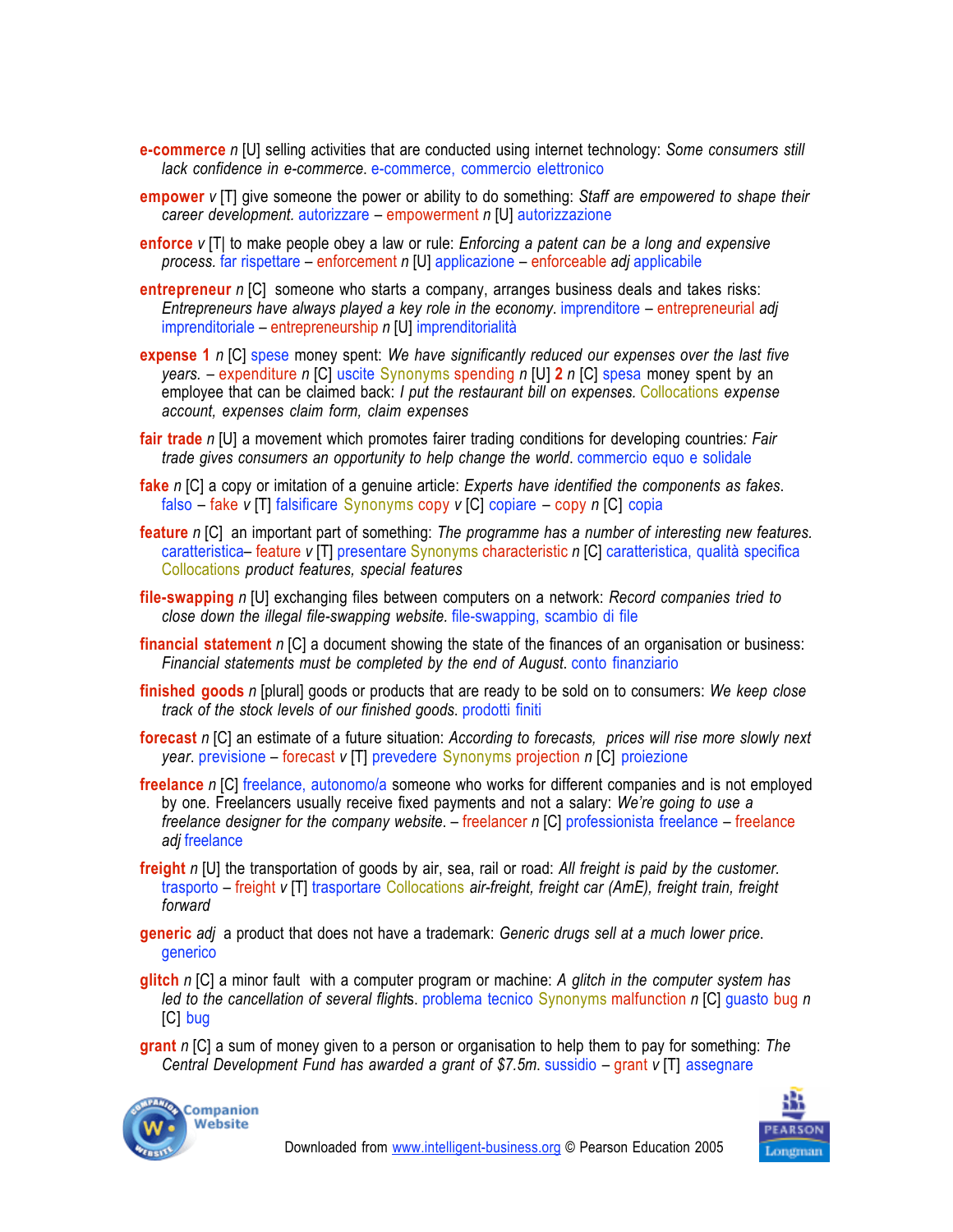**e-commerce** *n* [U] selling activities that are conducted using internet technology: *Some consumers still lack confidence in e-commerce*. e-commerce, commercio elettronico

**empower** *v* [T] give someone the power or ability to do something: *Staff are empowered to shape their career development.* autorizzare – empowerment *n* [U] autorizzazione

**enforce** *v* [T| to make people obey a law or rule: *Enforcing a patent can be a long and expensive process.* far rispettare – enforcement *n* [U] applicazione – enforceable *adj* applicabile

**entrepreneur** *n* [C] someone who starts a company, arranges business deals and takes risks: *Entrepreneurs have always played a key role in the economy*. imprenditore – entrepreneurial *adj* imprenditoriale – entrepreneurship *n* [U] imprenditorialità

**expense 1** *n* [C] spese money spent: *We have significantly reduced our expenses over the last five years.* – expenditure *n* [C] uscite Synonyms spending *n* [U] **2** *n* [C] spesa money spent by an employee that can be claimed back: *I put the restaurant bill on expenses.* Collocations *expense account, expenses claim form, claim expenses*

**fair trade** *n* [U] a movement which promotes fairer trading conditions for developing countries*: Fair trade gives consumers an opportunity to help change the world*. commercio equo e solidale

**fake** *n* [C] a copy or imitation of a genuine article: *Experts have identified the components as fakes*. falso – fake *v* [T] falsificare Synonyms copy *v* [C] copiare – copy *n* [C] copia

**feature** *n* [C] an important part of something: *The programme has a number of interesting new features.* caratteristica– feature *v* [T] presentare Synonyms characteristic *n* [C] caratteristica, qualità specifica Collocations *product features, special features*

**file-swapping** *n* [U] exchanging files between computers on a network: *Record companies tried to close down the illegal file-swapping website.* file-swapping, scambio di file

**financial statement** *n* [C] a document showing the state of the finances of an organisation or business: *Financial statements must be completed by the end of August*. conto finanziario

**finished goods** *n* [plural] goods or products that are ready to be sold on to consumers: *We keep close track of the stock levels of our finished goods.* prodotti finiti

**forecast** *n* [C] an estimate of a future situation: *According to forecasts, prices will rise more slowly next year*. previsione – forecast *v* [T] prevedere Synonyms projection *n* [C] proiezione

**freelance** *n* [C] freelance, autonomo/a someone who works for different companies and is not employed by one. Freelancers usually receive fixed payments and not a salary: *We're going to use a freelance designer for the company website*. – freelancer *n* [C] professionista freelance – freelance *adj* freelance

**freight** *n* [U] the transportation of goods by air, sea, rail or road: *All freight is paid by the customer.* trasporto – freight *v* [T] trasportare Collocations *air-freight, freight car (AmE), freight train, freight forward*

**generic** *adj* a product that does not have a trademark: *Generic drugs sell at a much lower price.* generico

**glitch** *n* [C] a minor fault with a computer program or machine: *A glitch in the computer system has led to the cancellation of several flight*s. problema tecnico Synonyms malfunction *n* [C] guasto bug *n* [C] bug

**grant** *n* [C] a sum of money given to a person or organisation to help them to pay for something: *The Central Development Fund has awarded a grant of $7.5m.* sussidio – grant *v* [T] assegnare

Downloaded from www.intelligent-business.org © Pearson Education 2005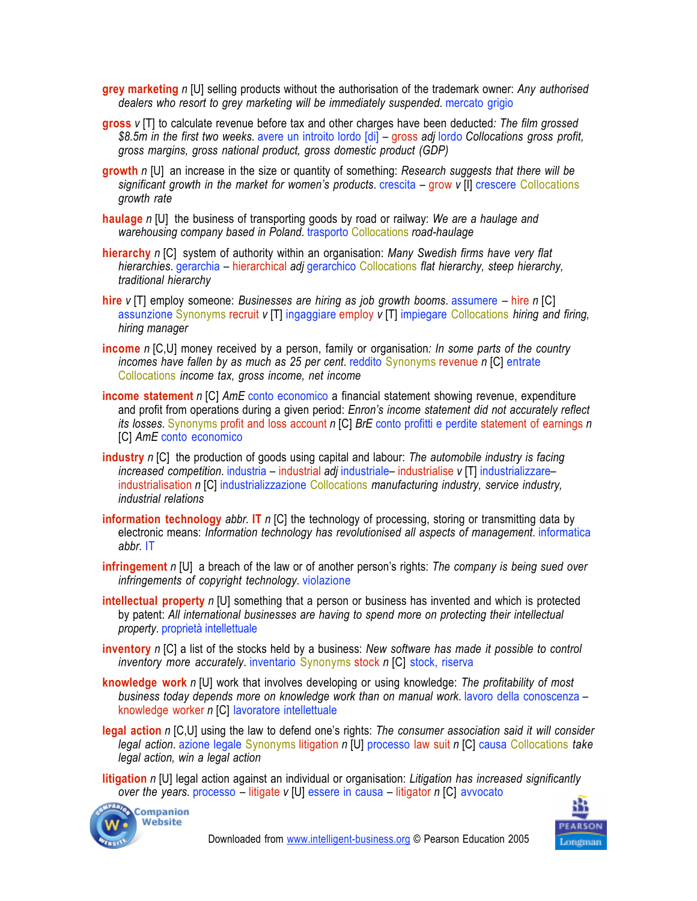**grey marketing** *n* [U] selling products without the authorisation of the trademark owner: *Any authorised dealers who resort to grey marketing will be immediately suspended*. mercato grigio

**gross** *v* [T] to calculate revenue before tax and other charges have been deducted*: The film grossed $8.5m in the first two weeks*. avere un introito lordo [di] – gross *adj* lordo Collocations *gross profit, gross margins, gross national product, gross domestic product (GDP)*

**growth** *n* [U] an increase in the size or quantity of something: *Research suggests that there will be significant growth in the market for women's products*. crescita – grow *v* [I] crescere Collocations *growth rate*

**haulage** *n* [U] the business of transporting goods by road or railway: *We are a haulage and warehousing company based in Poland*. trasporto Collocations *road-haulage*

**hierarchy** *n* [C] system of authority within an organisation: *Many Swedish firms have very flat hierarchies*. gerarchia – hierarchical *adj* gerarchico Collocations *flat hierarchy, steep hierarchy, traditional hierarchy*

**hire** *v* [T] employ someone: *Businesses are hiring as job growth booms*. assumere – hire *n* [C] assunzione Synonyms recruit *v* [T] ingaggiare employ *v* [T] impiegare Collocations *hiring and firing, hiring manager*

**income** *n* [C,U] money received by a person, family or organisation*: In some parts of the country incomes have fallen by as much as 25 per cent*. reddito Synonyms revenue *n* [C] entrate Collocations *income tax, gross income, net income*

**income statement** *n* [C] *AmE* conto economico a financial statement showing revenue, expenditure and profit from operations during a given period: *Enron's income statement did not accurately reflect its losses*. Synonyms profit and loss account *n* [C] *BrE* conto profitti e perdite statement of earnings *n* [C] *AmE* conto economico

**industry** *n* [C] the production of goods using capital and labour: *The automobile industry is facing increased competition*. industria – industrial *adj* industriale– industrialise *v* [T] industrializzare– industrialisation *n* [C] industrializzazione Collocations *manufacturing industry, service industry, industrial relations*

**information technology** *abbr.* **IT** *n* [C] the technology of processing, storing or transmitting data by electronic means: *Information technology has revolutionised all aspects of management*. informatica *abbr.* IT

**infringement** *n* [U] a breach of the law or of another person's rights: *The company is being sued over infringements of copyright technology*. violazione

**intellectual property** *n* [U] something that a person or business has invented and which is protected by patent: *All international businesses are having to spend more on protecting their intellectual property*. proprietà intellettuale

**inventory** *n* [C] a list of the stocks held by a business: *New software has made it possible to control inventory more accurately*. inventario Synonyms stock *n* [C] stock, riserva

**knowledge work** *n* [U] work that involves developing or using knowledge: *The profitability of most business today depends more on knowledge work than on manual work*. lavoro della conoscenza – knowledge worker *n* [C] lavoratore intellettuale

**legal action** *n* [C,U] using the law to defend one's rights: *The consumer association said it will consider legal action*. azione legale Synonyms litigation *n* [U] processo law suit *n* [C] causa Collocations *take legal action, win a legal action*

**litigation** *n* [U] legal action against an individual or organisation: *Litigation has increased significantly over the years*. processo – litigate *v* [U] essere in causa – litigator *n* [C] avvocato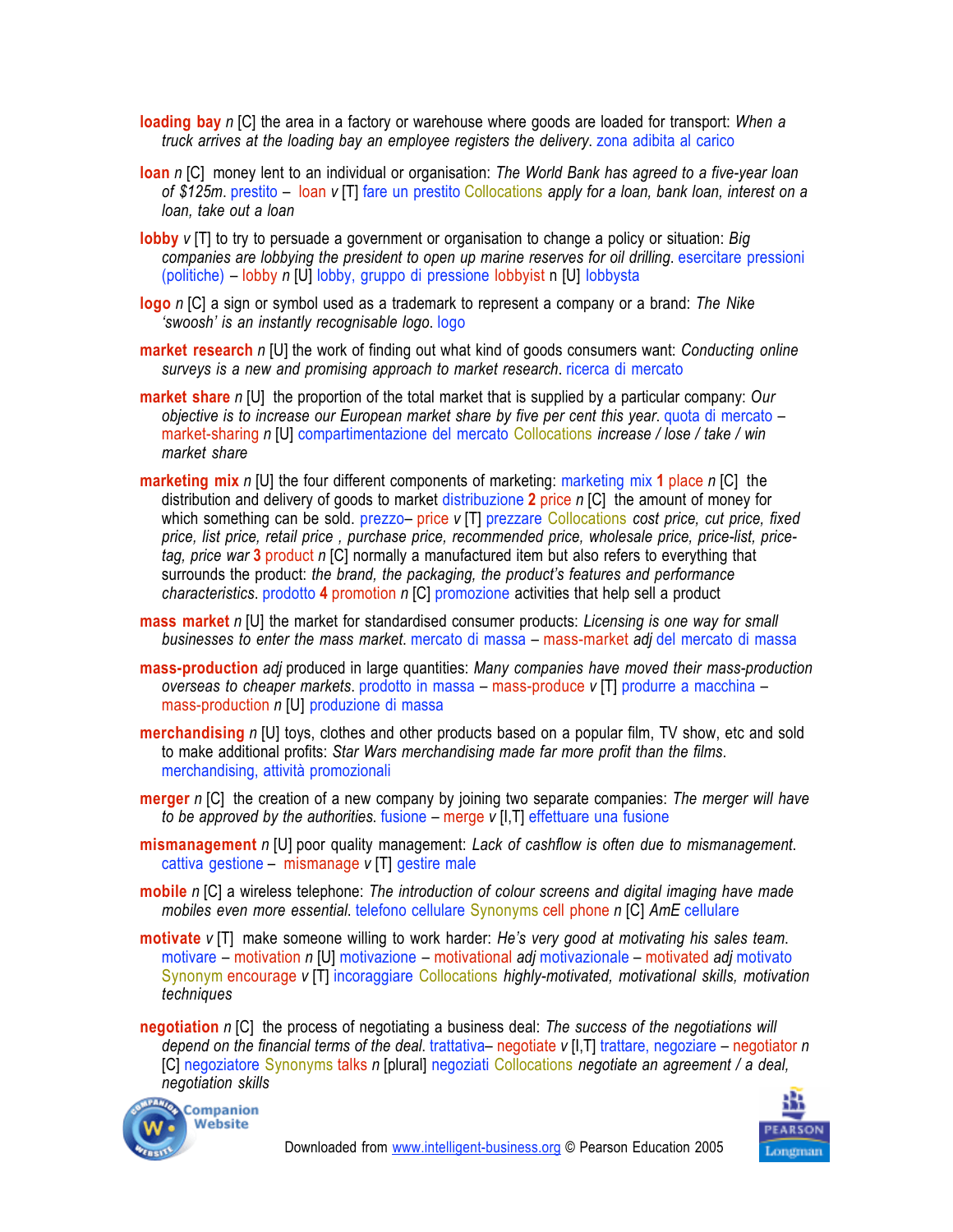**loading bay** *n* [C] the area in a factory or warehouse where goods are loaded for transport: *When a truck arrives at the loading bay an employee registers the delivery*. zona adibita al carico

**loan** *n* [C] money lent to an individual or organisation: *The World Bank has agreed to a five-year loan of $125m*. prestito – loan *v* [T] fare un prestito Collocations *apply for a loan, bank loan, interest on a loan, take out a loan*

**lobby** *v* [T] to try to persuade a government or organisation to change a policy or situation: *Big companies are lobbying the president to open up marine reserves for oil drilling*. esercitare pressioni (politiche) – lobby *n* [U] lobby, gruppo di pressione lobbyist n [U] lobbysta

**logo** *n* [C] a sign or symbol used as a trademark to represent a company or a brand: *The Nike 'swoosh' is an instantly recognisable logo*. logo

**market research** *n* [U] the work of finding out what kind of goods consumers want: *Conducting online surveys is a new and promising approach to market research*. ricerca di mercato

**market share** *n* [U] the proportion of the total market that is supplied by a particular company: *Our objective is to increase our European market share by five per cent this year*. quota di mercato – market-sharing *n* [U] compartimentazione del mercato Collocations *increase / lose / take / win market share*

**marketing mix** *n* [U] the four different components of marketing: marketing mix **1** place *n* [C] the distribution and delivery of goods to market distribuzione **2** price *n* [C] the amount of money for which something can be sold. prezzo– price *v* [T] prezzare Collocations *cost price, cut price, fixed price, list price, retail price , purchase price, recommended price, wholesale price, price-list, price-tag, price war* **3** product *n* [C] normally a manufactured item but also refers to everything that surrounds the product: *the brand, the packaging, the product's features and performance characteristics*. prodotto **4** promotion *n* [C] promozione activities that help sell a product

**mass market** *n* [U] the market for standardised consumer products: *Licensing is one way for small businesses to enter the mass market*. mercato di massa – mass-market *adj* del mercato di massa

**mass-production** *adj* produced in large quantities: *Many companies have moved their mass-production overseas to cheaper markets*. prodotto in massa – mass-produce *v* [T] produrre a macchina – mass-production *n* [U] produzione di massa

**merchandising** *n* [U] toys, clothes and other products based on a popular film, TV show, etc and sold to make additional profits: *Star Wars merchandising made far more profit than the films*. merchandising, attività promozionali

**merger** *n* [C] the creation of a new company by joining two separate companies: *The merger will have to be approved by the authorities*. fusione – merge *v* [I,T] effettuare una fusione

**mismanagement** *n* [U] poor quality management: *Lack of cashflow is often due to mismanagement*. cattiva gestione – mismanage *v* [T] gestire male

**mobile** *n* [C] a wireless telephone: *The introduction of colour screens and digital imaging have made mobiles even more essential*. telefono cellulare Synonyms cell phone *n* [C] *AmE* cellulare

**motivate** *v* [T] make someone willing to work harder: *He's very good at motivating his sales team*. motivare – motivation *n* [U] motivazione – motivational *adj* motivazionale – motivated *adj* motivato Synonym encourage *v* [T] incoraggiare Collocations *highly-motivated, motivational skills, motivation techniques*

**negotiation** *n* [C] the process of negotiating a business deal: *The success of the negotiations will depend on the financial terms of the deal*. trattativa– negotiate *v* [I,T] trattare, negoziare – negotiator *n* [C] negoziatore Synonyms talks *n* [plural] negoziati Collocations *negotiate an agreement / a deal, negotiation skills*

Downloaded from www.intelligent-business.org © Pearson Education 2005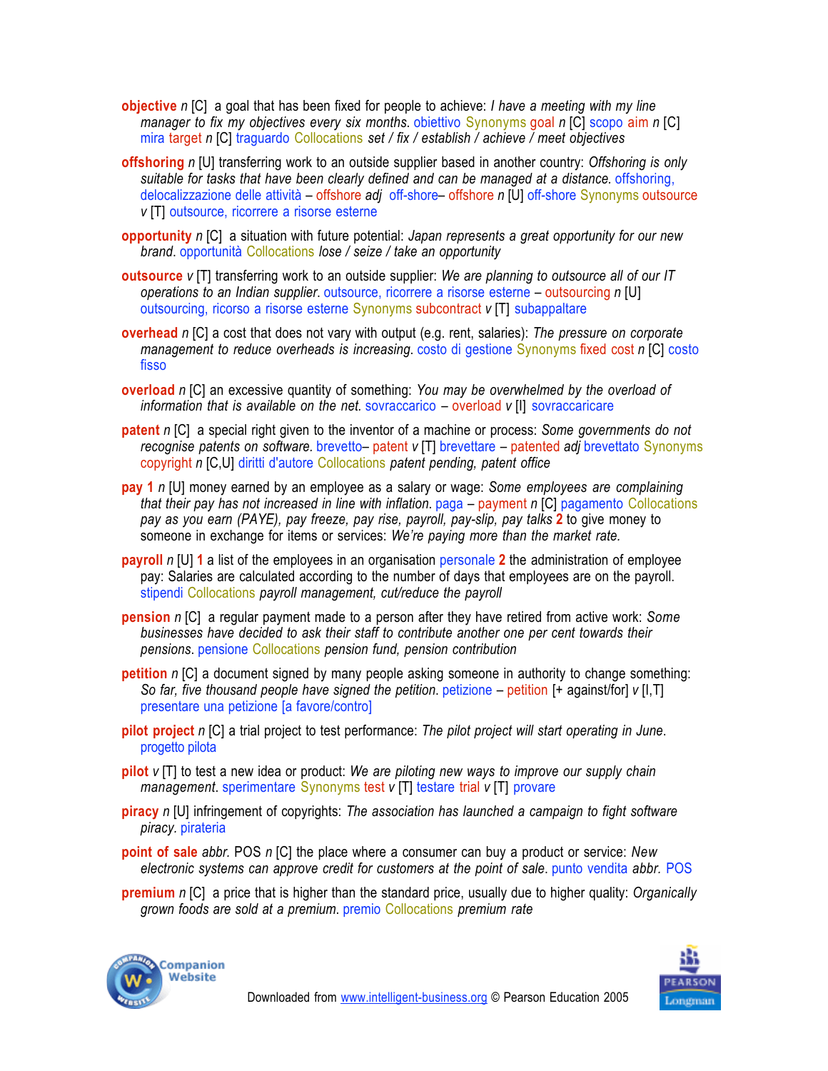**objective** *n* [C] a goal that has been fixed for people to achieve: *I have a meeting with my line manager to fix my objectives every six months.* obiettivo Synonyms goal *n* [C] scopo aim *n* [C] mira target *n* [C] traguardo Collocations *set / fix / establish / achieve / meet objectives*

**offshoring** *n* [U] transferring work to an outside supplier based in another country: *Offshoring is only suitable for tasks that have been clearly defined and can be managed at a distance.* offshoring, delocalizzazione delle attività – offshore *adj* off-shore– offshore *n* [U] off-shore Synonyms outsource *v* [T] outsource, ricorrere a risorse esterne

**opportunity** *n* [C] a situation with future potential: *Japan represents a great opportunity for our new brand*. opportunità Collocations *lose / seize / take an opportunity*

**outsource** *v* [T] transferring work to an outside supplier: *We are planning to outsource all of our IT operations to an Indian supplier*. outsource, ricorrere a risorse esterne – outsourcing *n* [U] outsourcing, ricorso a risorse esterne Synonyms subcontract *v* [T] subappaltare

**overhead** *n* [C] a cost that does not vary with output (e.g. rent, salaries): *The pressure on corporate management to reduce overheads is increasing*. costo di gestione Synonyms fixed cost *n* [C] costo fisso

**overload** *n* [C] an excessive quantity of something: *You may be overwhelmed by the overload of information that is available on the net.* sovraccarico – overload *v* [I] sovraccaricare

**patent** *n* [C] a special right given to the inventor of a machine or process: *Some governments do not recognise patents on software.* brevetto– patent *v* [T] brevettare – patented *adj* brevettato Synonyms copyright *n* [C,U] diritti d'autore Collocations *patent pending, patent office*

**pay** **1** *n* [U] money earned by an employee as a salary or wage: *Some employees are complaining that their pay has not increased in line with inflation.* paga – payment *n* [C] pagamento Collocations *pay as you earn (PAYE), pay freeze, pay rise, payroll, pay-slip, pay talks* **2** to give money to someone in exchange for items or services: *We're paying more than the market rate.*

**payroll** *n* [U] **1** a list of the employees in an organisation personale **2** the administration of employee pay: Salaries are calculated according to the number of days that employees are on the payroll. stipendi Collocations *payroll management, cut/reduce the payroll*

**pension** *n* [C] a regular payment made to a person after they have retired from active work: *Some businesses have decided to ask their staff to contribute another one per cent towards their pensions*. pensione Collocations *pension fund, pension contribution*

**petition** *n* [C] a document signed by many people asking someone in authority to change something: *So far, five thousand people have signed the petition.* petizione – petition [+ against/for] *v* [I,T] presentare una petizione [a favore/contro]

**pilot project** *n* [C] a trial project to test performance: *The pilot project will start operating in June*. progetto pilota

**pilot** *v* [T] to test a new idea or product: *We are piloting new ways to improve our supply chain management*. sperimentare Synonyms test *v* [T] testare trial *v* [T] provare

**piracy** *n* [U] infringement of copyrights: *The association has launched a campaign to fight software piracy.* pirateria

**point of sale** *abbr.* POS *n* [C] the place where a consumer can buy a product or service: *New electronic systems can approve credit for customers at the point of sale*. punto vendita *abbr.* POS

**premium** *n* [C] a price that is higher than the standard price, usually due to higher quality: *Organically grown foods are sold at a premium*. premio Collocations *premium rate*

Downloaded from www.intelligent-business.org © Pearson Education 2005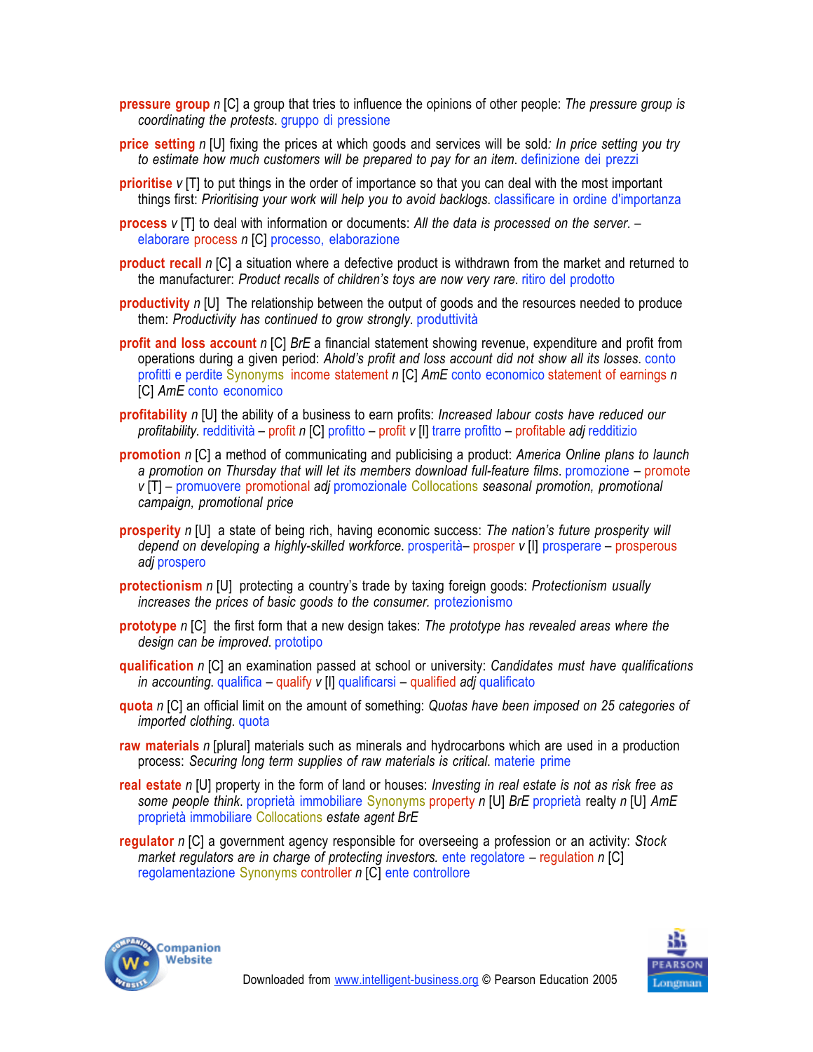**pressure group** *n* [C] a group that tries to influence the opinions of other people: *The pressure group is coordinating the protests.* gruppo di pressione

**price setting** *n* [U] fixing the prices at which goods and services will be sold*: In price setting you try to estimate how much customers will be prepared to pay for an item*. definizione dei prezzi

**prioritise** *v* [T] to put things in the order of importance so that you can deal with the most important things first: *Prioritising your work will help you to avoid backlogs.* classificare in ordine d'importanza

**process** *v* [T] to deal with information or documents: *All the data is processed on the server.* – elaborare **process** *n* [C] processo, elaborazione

**product recall** *n* [C] a situation where a defective product is withdrawn from the market and returned to the manufacturer: *Product recalls of children's toys are now very rare.* ritiro del prodotto

**productivity** *n* [U] The relationship between the output of goods and the resources needed to produce them: *Productivity has continued to grow strongly.* produttività

**profit and loss account** *n* [C] *BrE* a financial statement showing revenue, expenditure and profit from operations during a given period: *Ahold's profit and loss account did not show all its losses.* conto profitti e perdite Synonyms **income statement** *n* [C] *AmE* conto economico **statement of earnings** *n* [C] *AmE* conto economico

**profitability** *n* [U] the ability of a business to earn profits: *Increased labour costs have reduced our profitability.* redditività – **profit** *n* [C] profitto – **profit** *v* [I] trarre profitto – **profitable** *adj* redditizio

**promotion** *n* [C] a method of communicating and publicising a product: *America Online plans to launch a promotion on Thursday that will let its members download full-feature films.* promozione – **promote** *v* [T] – promuovere **promotional** *adj* promozionale Collocations *seasonal promotion, promotional campaign, promotional price*

**prosperity** *n* [U] a state of being rich, having economic success: *The nation's future prosperity will depend on developing a highly-skilled workforce.* prosperità– **prosper** *v* [I] prosperare – **prosperous** *adj* prospero

**protectionism** *n* [U] protecting a country's trade by taxing foreign goods: *Protectionism usually increases the prices of basic goods to the consumer.* protezionismo

**prototype** *n* [C] the first form that a new design takes: *The prototype has revealed areas where the design can be improved.* prototipo

**qualification** *n* [C] an examination passed at school or university: *Candidates must have qualifications in accounting.* qualifica – **qualify** *v* [I] qualificarsi – **qualified** *adj* qualificato

**quota** *n* [C] an official limit on the amount of something: *Quotas have been imposed on 25 categories of imported clothing.* quota

**raw materials** *n* [plural] materials such as minerals and hydrocarbons which are used in a production process: *Securing long term supplies of raw materials is critical.* materie prime

**real estate** *n* [U] property in the form of land or houses: *Investing in real estate is not as risk free as some people think.* proprietà immobiliare Synonyms **property** *n* [U] *BrE* proprietà realty *n* [U] *AmE* proprietà immobiliare Collocations *estate agent BrE*

**regulator** *n* [C] a government agency responsible for overseeing a profession or an activity: *Stock market regulators are in charge of protecting investors.* ente regolatore – **regulation** *n* [C] regolamentazione Synonyms **controller** *n* [C] ente controllore

Downloaded from www.intelligent-business.org © Pearson Education 2005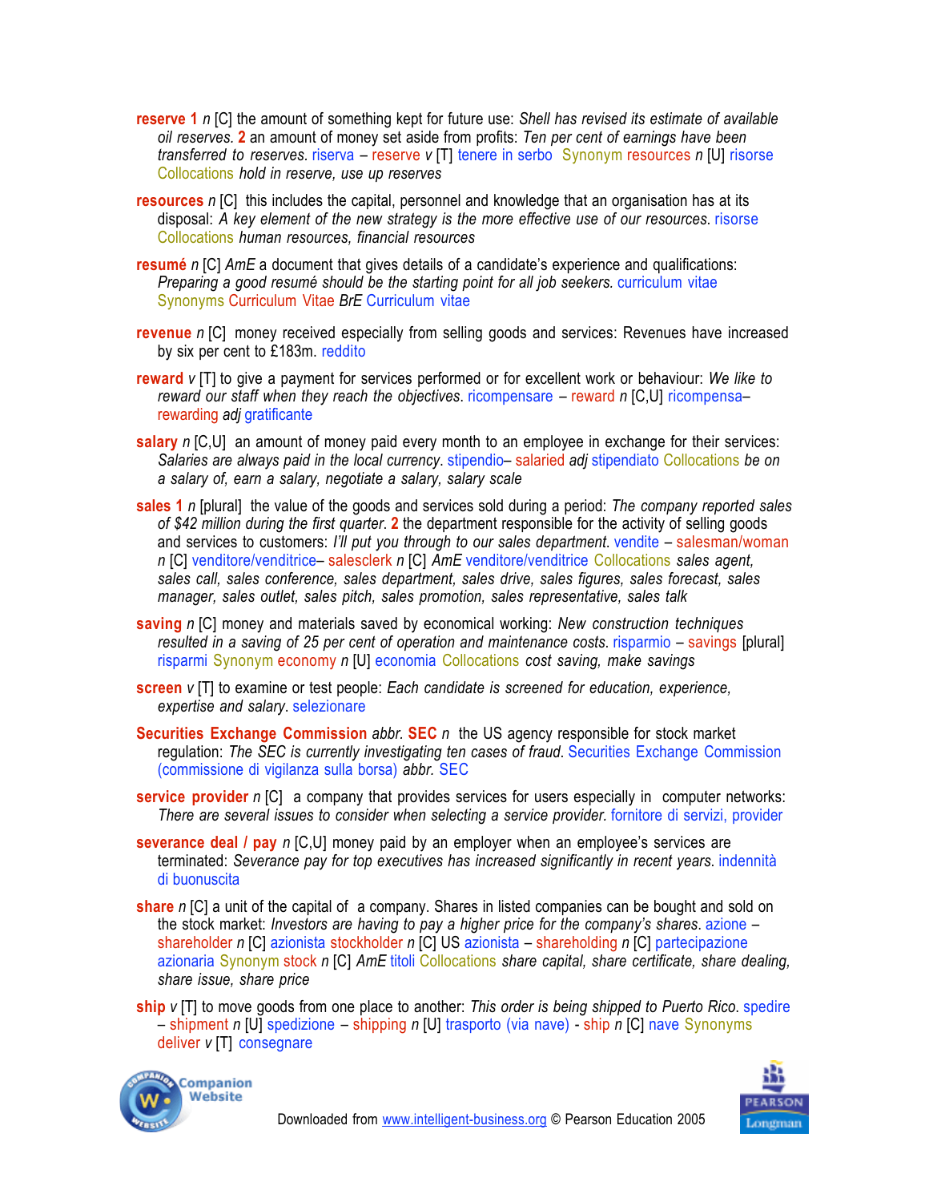**reserve 1** *n* [C] the amount of something kept for future use: *Shell has revised its estimate of available oil reserves.* **2** an amount of money set aside from profits: *Ten per cent of earnings have been transferred to reserves.* riserva – reserve *v* [T] tenere in serbo Synonym resources *n* [U] risorse Collocations *hold in reserve, use up reserves*

**resources** *n* [C] this includes the capital, personnel and knowledge that an organisation has at its disposal: *A key element of the new strategy is the more effective use of our resources.* risorse Collocations *human resources, financial resources*

**resumé** *n* [C] *AmE* a document that gives details of a candidate's experience and qualifications: *Preparing a good resumé should be the starting point for all job seekers.* curriculum vitae Synonyms Curriculum Vitae *BrE* Curriculum vitae

**revenue** *n* [C] money received especially from selling goods and services: Revenues have increased by six per cent to £183m. reddito

**reward** *v* [T] to give a payment for services performed or for excellent work or behaviour: *We like to reward our staff when they reach the objectives.* ricompensare – reward *n* [C,U] ricompensa– rewarding *adj* gratificante

**salary** *n* [C,U] an amount of money paid every month to an employee in exchange for their services: *Salaries are always paid in the local currency.* stipendio– salaried *adj* stipendiato Collocations *be on a salary of, earn a salary, negotiate a salary, salary scale*

**sales 1** *n* [plural] the value of the goods and services sold during a period: *The company reported sales of $42 million during the first quarter.* **2** the department responsible for the activity of selling goods and services to customers: *I'll put you through to our sales department.* vendite – salesman/woman *n* [C] venditore/venditrice– salesclerk *n* [C] *AmE* venditore/venditrice Collocations *sales agent, sales call, sales conference, sales department, sales drive, sales figures, sales forecast, sales manager, sales outlet, sales pitch, sales promotion, sales representative, sales talk*

**saving** *n* [C] money and materials saved by economical working: *New construction techniques resulted in a saving of 25 per cent of operation and maintenance costs.* risparmio – savings [plural] risparmi Synonym economy *n* [U] economia Collocations *cost saving, make savings*

**screen** *v* [T] to examine or test people: *Each candidate is screened for education, experience, expertise and salary.* selezionare

**Securities Exchange Commission** *abbr.* **SEC** *n* the US agency responsible for stock market regulation: *The SEC is currently investigating ten cases of fraud.* Securities Exchange Commission (commissione di vigilanza sulla borsa) *abbr.* SEC

**service provider** *n* [C] a company that provides services for users especially in computer networks: *There are several issues to consider when selecting a service provider.* fornitore di servizi, provider

**severance deal / pay** *n* [C,U] money paid by an employer when an employee's services are terminated: *Severance pay for top executives has increased significantly in recent years.* indennità di buonuscita

**share** *n* [C] a unit of the capital of a company. Shares in listed companies can be bought and sold on the stock market: *Investors are having to pay a higher price for the company's shares.* azione – shareholder *n* [C] azionista stockholder *n* [C] US azionista – shareholding *n* [C] partecipazione azionaria Synonym stock *n* [C] *AmE* titoli Collocations *share capital, share certificate, share dealing, share issue, share price*

**ship** *v* [T] to move goods from one place to another: *This order is being shipped to Puerto Rico.* spedire – shipment *n* [U] spedizione – shipping *n* [U] trasporto (via nave) - ship *n* [C] nave Synonyms deliver *v* [T] consegnare

Downloaded from www.intelligent-business.org © Pearson Education 2005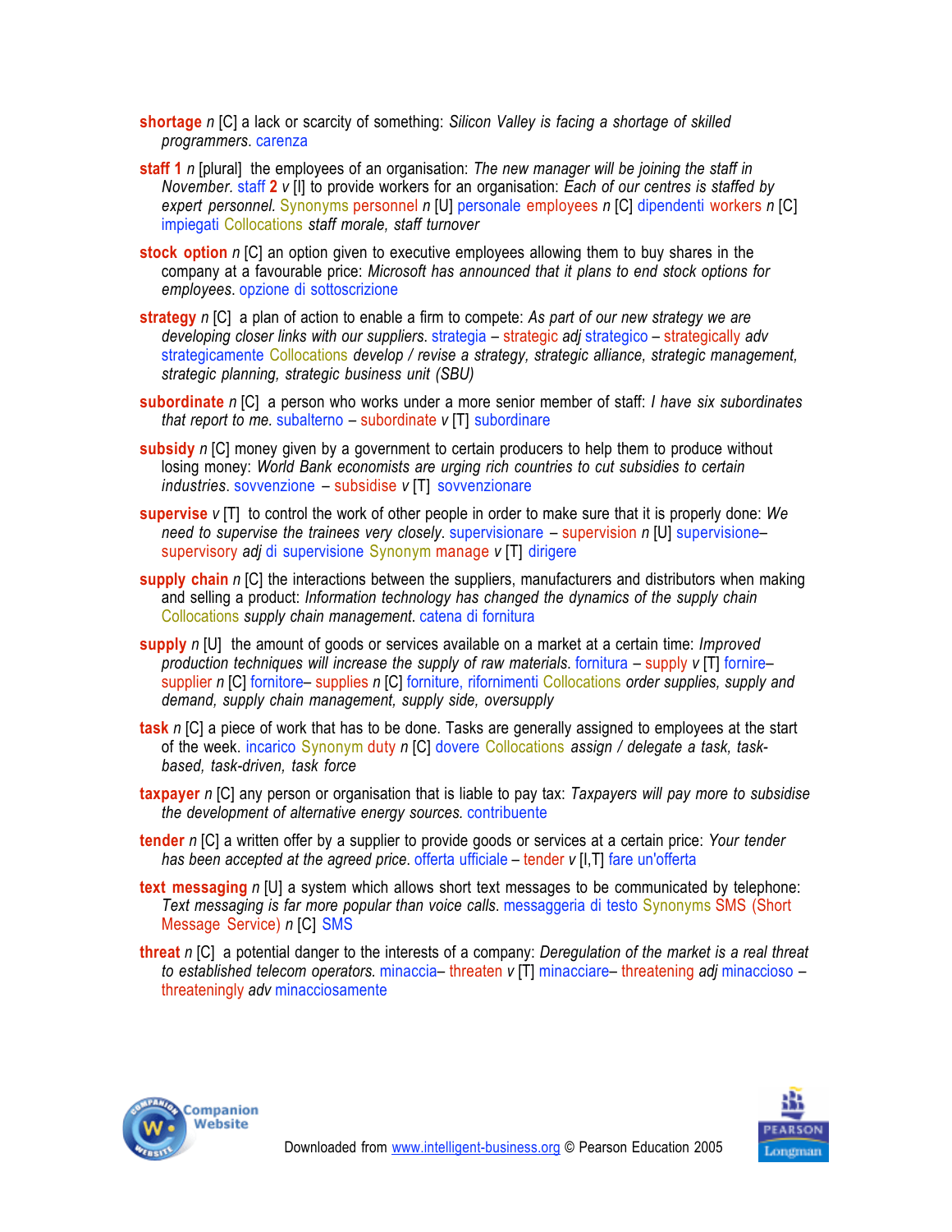**shortage** *n* [C] a lack or scarcity of something: *Silicon Valley is facing a shortage of skilled programmers*. carenza

**staff 1** *n* [plural] the employees of an organisation: *The new manager will be joining the staff in November*. staff **2** *v* [I] to provide workers for an organisation: *Each of our centres is staffed by expert personnel.* Synonyms personnel *n* [U] personale employees *n* [C] dipendenti workers *n* [C] impiegati Collocations *staff morale, staff turnover*

**stock option** *n* [C] an option given to executive employees allowing them to buy shares in the company at a favourable price: *Microsoft has announced that it plans to end stock options for employees*. opzione di sottoscrizione

**strategy** *n* [C] a plan of action to enable a firm to compete: *As part of our new strategy we are developing closer links with our suppliers.* strategia – strategic *adj* strategico – strategically *adv* strategicamente Collocations *develop / revise a strategy, strategic alliance, strategic management, strategic planning, strategic business unit (SBU)*

**subordinate** *n* [C] a person who works under a more senior member of staff: *I have six subordinates that report to me.* subalterno – subordinate *v* [T] subordinare

**subsidy** *n* [C] money given by a government to certain producers to help them to produce without losing money: *World Bank economists are urging rich countries to cut subsidies to certain industries*. sovvenzione – subsidise *v* [T] sovvenzionare

**supervise** *v* [T] to control the work of other people in order to make sure that it is properly done: *We need to supervise the trainees very closely.* supervisionare – supervision *n* [U] supervisione– supervisory *adj* di supervisione Synonym manage *v* [T] dirigere

**supply chain** *n* [C] the interactions between the suppliers, manufacturers and distributors when making and selling a product: *Information technology has changed the dynamics of the supply chain* Collocations *supply chain management*. catena di fornitura

**supply** *n* [U] the amount of goods or services available on a market at a certain time: *Improved production techniques will increase the supply of raw materials*. fornitura – supply *v* [T] fornire– supplier *n* [C] fornitore– supplies *n* [C] forniture, rifornimenti Collocations *order supplies, supply and demand, supply chain management, supply side, oversupply*

**task** *n* [C] a piece of work that has to be done. Tasks are generally assigned to employees at the start of the week. incarico Synonym duty *n* [C] dovere Collocations *assign / delegate a task, task-based, task-driven, task force*

**taxpayer** *n* [C] any person or organisation that is liable to pay tax: *Taxpayers will pay more to subsidise the development of alternative energy sources.* contribuente

**tender** *n* [C] a written offer by a supplier to provide goods or services at a certain price: *Your tender has been accepted at the agreed price*. offerta ufficiale – tender *v* [I,T] fare un'offerta

**text messaging** *n* [U] a system which allows short text messages to be communicated by telephone: *Text messaging is far more popular than voice calls.* messaggeria di testo Synonyms SMS (Short Message Service) *n* [C] SMS

**threat** *n* [C] a potential danger to the interests of a company: *Deregulation of the market is a real threat to established telecom operators.* minaccia– threaten *v* [T] minacciare– threatening *adj* minaccioso – threateningly *adv* minacciosamente

Downloaded from www.intelligent-business.org © Pearson Education 2005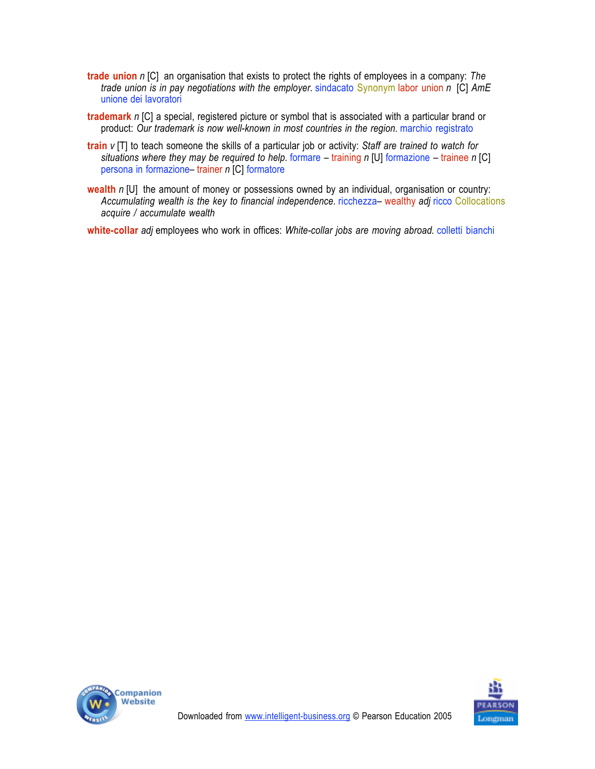**trade union** *n* [C] an organisation that exists to protect the rights of employees in a company: *The trade union is in pay negotiations with the employer.* sindacato Synonym labor union *n* [C] *AmE* unione dei lavoratori

**trademark** *n* [C] a special, registered picture or symbol that is associated with a particular brand or product: *Our trademark is now well-known in most countries in the region.* marchio registrato

**train** *v* [T] to teach someone the skills of a particular job or activity: *Staff are trained to watch for situations where they may be required to help.* formare – training *n* [U] formazione – trainee *n* [C] persona in formazione– trainer *n* [C] formatore

**wealth** *n* [U] the amount of money or possessions owned by an individual, organisation or country: *Accumulating wealth is the key to financial independence*. ricchezza– wealthy *adj* ricco Collocations *acquire / accumulate wealth*

**white-collar** *adj* employees who work in offices: *White-collar jobs are moving abroad.* colletti bianchi

Downloaded from www.intelligent-business.org © Pearson Education 2005